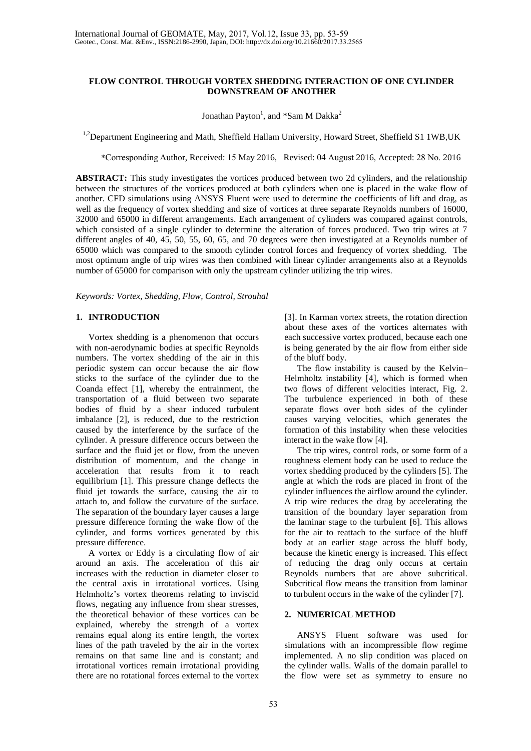# FLOW CONTROL THROUGH VORTEX SHEDDING INTERACTION OF ONE CYLINDER DOWNSTREAM OF ANOTHER

Jonathan Payton[1], and *Sam M Dakka[2]

[1,2]Department Engineering and Math, Sheffield Hallam University, Howard Street, Sheffield S1 1WB,UK

*Corresponding Author, Received: 15 May 2016, Revised: 04 August 2016, Accepted: 28 No. 2016

**ABSTRACT:** This study investigates the vortices produced between two 2d cylinders, and the relationship between the structures of the vortices produced at both cylinders when one is placed in the wake flow of another. CFD simulations using ANSYS Fluent were used to determine the coefficients of lift and drag, as well as the frequency of vortex shedding and size of vortices at three separate Reynolds numbers of 16000, 32000 and 65000 in different arrangements. Each arrangement of cylinders was compared against controls, which consisted of a single cylinder to determine the alteration of forces produced. Two trip wires at 7 different angles of 40, 45, 50, 55, 60, 65, and 70 degrees were then investigated at a Reynolds number of 65000 which was compared to the smooth cylinder control forces and frequency of vortex shedding. The most optimum angle of trip wires was then combined with linear cylinder arrangements also at a Reynolds number of 65000 for comparison with only the upstream cylinder utilizing the trip wires.

*Keywords: Vortex, Shedding, Flow, Control, Strouhal*

## 1. INTRODUCTION

Vortex shedding is a phenomenon that occurs with non-aerodynamic bodies at specific Reynolds numbers. The vortex shedding of the air in this periodic system can occur because the air flow sticks to the surface of the cylinder due to the Coanda effect [1], whereby the entrainment, the transportation of a fluid between two separate bodies of fluid by a shear induced turbulent imbalance [2], is reduced, due to the restriction caused by the interference by the surface of the cylinder. A pressure difference occurs between the surface and the fluid jet or flow, from the uneven distribution of momentum, and the change in acceleration that results from it to reach equilibrium [1]. This pressure change deflects the fluid jet towards the surface, causing the air to attach to, and follow the curvature of the surface. The separation of the boundary layer causes a large pressure difference forming the wake flow of the cylinder, and forms vortices generated by this pressure difference.

A vortex or Eddy is a circulating flow of air around an axis. The acceleration of this air increases with the reduction in diameter closer to the central axis in irrotational vortices. Using Helmholtz's vortex theorems relating to inviscid flows, negating any influence from shear stresses, the theoretical behavior of these vortices can be explained, whereby the strength of a vortex remains equal along its entire length, the vortex lines of the path traveled by the air in the vortex remains on that same line and is constant; and irrotational vortices remain irrotational providing there are no rotational forces external to the vortex [3]. In Karman vortex streets, the rotation direction about these axes of the vortices alternates with each successive vortex produced, because each one is being generated by the air flow from either side of the bluff body.

The flow instability is caused by the Kelvin–Helmholtz instability [4], which is formed when two flows of different velocities interact, Fig. 2. The turbulence experienced in both of these separate flows over both sides of the cylinder causes varying velocities, which generates the formation of this instability when these velocities interact in the wake flow [4].

The trip wires, control rods, or some form of a roughness element body can be used to reduce the vortex shedding produced by the cylinders [5]. The angle at which the rods are placed in front of the cylinder influences the airflow around the cylinder. A trip wire reduces the drag by accelerating the transition of the boundary layer separation from the laminar stage to the turbulent [6]. This allows for the air to reattach to the surface of the bluff body at an earlier stage across the bluff body, because the kinetic energy is increased. This effect of reducing the drag only occurs at certain Reynolds numbers that are above subcritical. Subcritical flow means the transition from laminar to turbulent occurs in the wake of the cylinder [7].

## 2. NUMERICAL METHOD

ANSYS Fluent software was used for simulations with an incompressible flow regime implemented. A no slip condition was placed on the cylinder walls. Walls of the domain parallel to the flow were set as symmetry to ensure no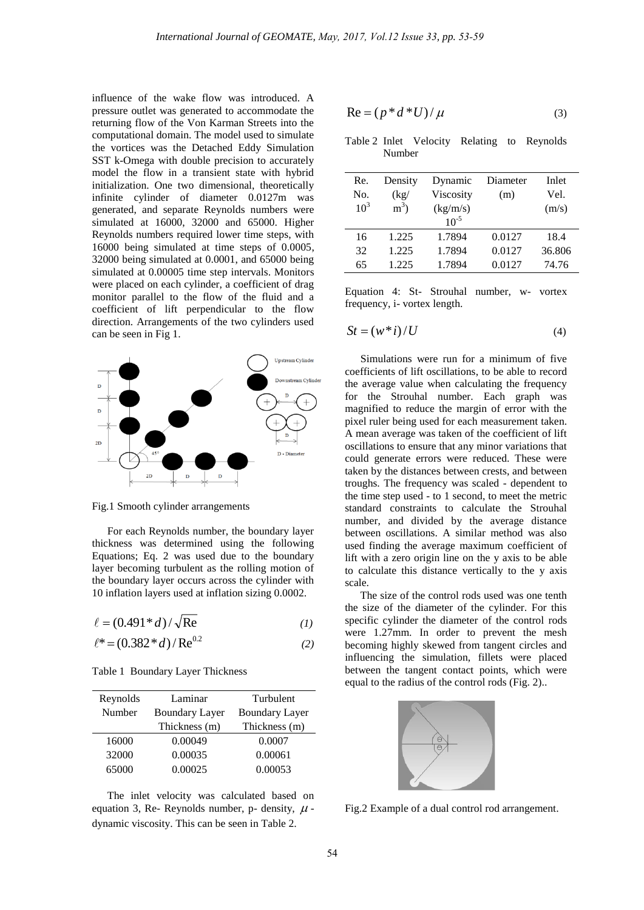influence of the wake flow was introduced. A pressure outlet was generated to accommodate the returning flow of the Von Karman Streets into the computational domain. The model used to simulate the vortices was the Detached Eddy Simulation SST k-Omega with double precision to accurately model the flow in a transient state with hybrid initialization. One two dimensional, theoretically infinite cylinder of diameter 0.0127m was generated, and separate Reynolds numbers were simulated at 16000, 32000 and 65000. Higher Reynolds numbers required lower time steps, with 16000 being simulated at time steps of 0.0005, 32000 being simulated at 0.0001, and 65000 being simulated at 0.00005 time step intervals. Monitors were placed on each cylinder, a coefficient of drag monitor parallel to the flow of the fluid and a coefficient of lift perpendicular to the flow direction. Arrangements of the two cylinders used can be seen in Fig 1.

Fig.1 Smooth cylinder arrangements

For each Reynolds number, the boundary layer thickness was determined using the following Equations; Eq. 2 was used due to the boundary layer becoming turbulent as the rolling motion of the boundary layer occurs across the cylinder with 10 inflation layers used at inflation sizing 0.0002.

$$\ell = (0.491 * d) / \sqrt{\text{Re}} \quad (1)$$

$$\ell^* = (0.382 * d) / \text{Re}^{0.2} \quad (2)$$

Table 1 Boundary Layer Thickness

| Reynolds Number | Laminar Boundary Layer Thickness (m) | Turbulent Boundary Layer Thickness (m) |
|---|---|---|
| 16000 | 0.00049 | 0.0007 |
| 32000 | 0.00035 | 0.00061 |
| 65000 | 0.00025 | 0.00053 |

The inlet velocity was calculated based on equation 3, Re- Reynolds number, p- density, $\mu$ - dynamic viscosity. This can be seen in Table 2.

$$\text{Re} = (p * d * U) / \mu \quad (3)$$

Table 2 Inlet Velocity Relating to Reynolds Number

| Re. No. $10^3$ | Density (kg/ $m^3$) | Dynamic Viscosity (kg/m/s) $10^{-5}$ | Diameter (m) | Inlet Vel. (m/s) |
|---|---|---|---|---|
| 16 | 1.225 | 1.7894 | 0.0127 | 18.4 |
| 32 | 1.225 | 1.7894 | 0.0127 | 36.806 |
| 65 | 1.225 | 1.7894 | 0.0127 | 74.76 |

Equation 4: St- Strouhal number, w- vortex frequency, i- vortex length.

$$St = (w * i) / U \quad (4)$$

Simulations were run for a minimum of five coefficients of lift oscillations, to be able to record the average value when calculating the frequency for the Strouhal number. Each graph was magnified to reduce the margin of error with the pixel ruler being used for each measurement taken. A mean average was taken of the coefficient of lift oscillations to ensure that any minor variations that could generate errors were reduced. These were taken by the distances between crests, and between troughs. The frequency was scaled - dependent to the time step used - to 1 second, to meet the metric standard constraints to calculate the Strouhal number, and divided by the average distance between oscillations. A similar method was also used finding the average maximum coefficient of lift with a zero origin line on the y axis to be able to calculate this distance vertically to the y axis scale.

The size of the control rods used was one tenth the size of the diameter of the cylinder. For this specific cylinder the diameter of the control rods were 1.27mm. In order to prevent the mesh becoming highly skewed from tangent circles and influencing the simulation, fillets were placed between the tangent contact points, which were equal to the radius of the control rods (Fig. 2)..

Fig.2 Example of a dual control rod arrangement.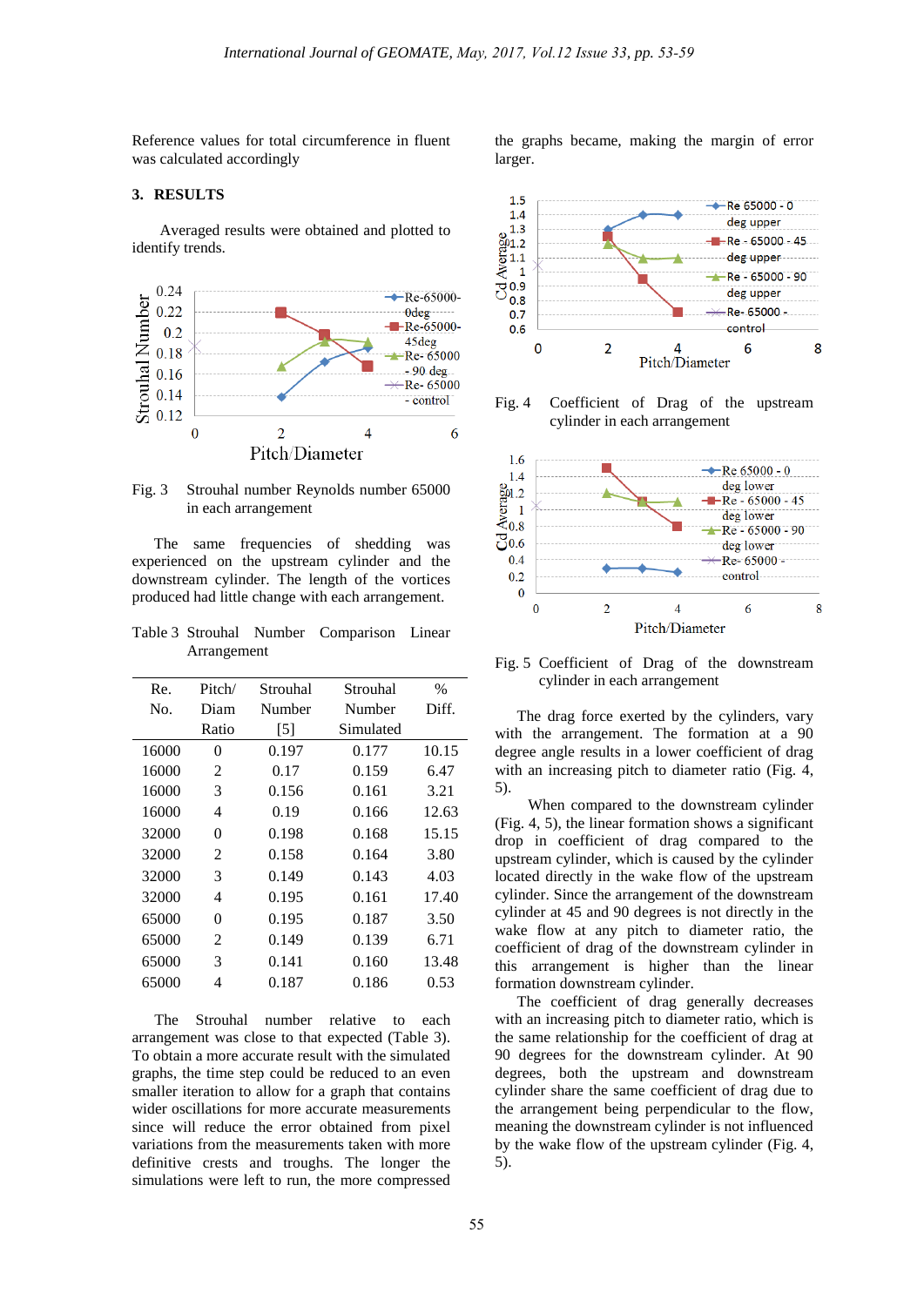Reference values for total circumference in fluent was calculated accordingly

## 3. RESULTS

Averaged results were obtained and plotted to identify trends.

Fig. 3 Strouhal number Reynolds number 65000 in each arrangement

The same frequencies of shedding was experienced on the upstream cylinder and the downstream cylinder. The length of the vortices produced had little change with each arrangement.

Table 3 Strouhal Number Comparison Linear Arrangement

| Re. No. | Pitch/ Diam Ratio | Strouhal Number [5] | Strouhal Number Simulated | % Diff. |
|---|---|---|---|---|
| 16000 | 0 | 0.197 | 0.177 | 10.15 |
| 16000 | 2 | 0.17 | 0.159 | 6.47 |
| 16000 | 3 | 0.156 | 0.161 | 3.21 |
| 16000 | 4 | 0.19 | 0.166 | 12.63 |
| 32000 | 0 | 0.198 | 0.168 | 15.15 |
| 32000 | 2 | 0.158 | 0.164 | 3.80 |
| 32000 | 3 | 0.149 | 0.143 | 4.03 |
| 32000 | 4 | 0.195 | 0.161 | 17.40 |
| 65000 | 0 | 0.195 | 0.187 | 3.50 |
| 65000 | 2 | 0.149 | 0.139 | 6.71 |
| 65000 | 3 | 0.141 | 0.160 | 13.48 |
| 65000 | 4 | 0.187 | 0.186 | 0.53 |

The Strouhal number relative to each arrangement was close to that expected (Table 3). To obtain a more accurate result with the simulated graphs, the time step could be reduced to an even smaller iteration to allow for a graph that contains wider oscillations for more accurate measurements since will reduce the error obtained from pixel variations from the measurements taken with more definitive crests and troughs. The longer the simulations were left to run, the more compressed the graphs became, making the margin of error larger.

Fig. 4 Coefficient of Drag of the upstream cylinder in each arrangement

Fig. 5 Coefficient of Drag of the downstream cylinder in each arrangement

The drag force exerted by the cylinders, vary with the arrangement. The formation at a 90 degree angle results in a lower coefficient of drag with an increasing pitch to diameter ratio (Fig. 4, 5).

When compared to the downstream cylinder (Fig. 4, 5), the linear formation shows a significant drop in coefficient of drag compared to the upstream cylinder, which is caused by the cylinder located directly in the wake flow of the upstream cylinder. Since the arrangement of the downstream cylinder at 45 and 90 degrees is not directly in the wake flow at any pitch to diameter ratio, the coefficient of drag of the downstream cylinder in this arrangement is higher than the linear formation downstream cylinder.

The coefficient of drag generally decreases with an increasing pitch to diameter ratio, which is the same relationship for the coefficient of drag at 90 degrees for the downstream cylinder. At 90 degrees, both the upstream and downstream cylinder share the same coefficient of drag due to the arrangement being perpendicular to the flow, meaning the downstream cylinder is not influenced by the wake flow of the upstream cylinder (Fig. 4, 5).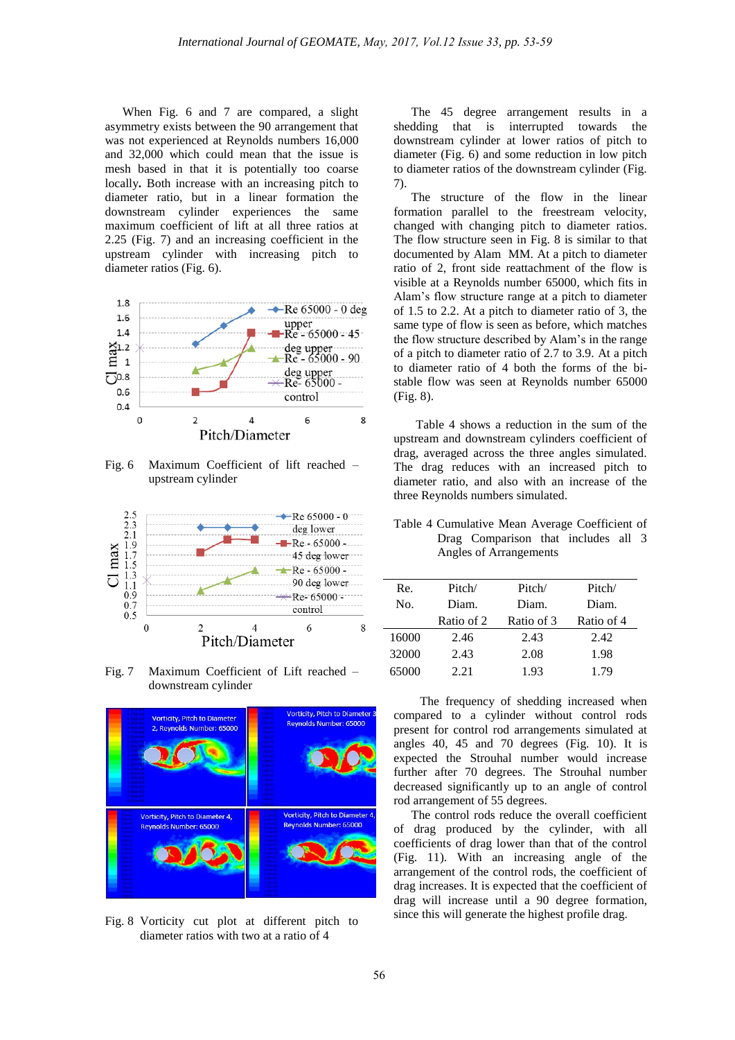When Fig. 6 and 7 are compared, a slight asymmetry exists between the 90 arrangement that was not experienced at Reynolds numbers 16,000 and 32,000 which could mean that the issue is mesh based in that it is potentially too coarse locally. Both increase with an increasing pitch to diameter ratio, but in a linear formation the downstream cylinder experiences the same maximum coefficient of lift at all three ratios at 2.25 (Fig. 7) and an increasing coefficient in the upstream cylinder with increasing pitch to diameter ratios (Fig. 6).

Fig. 6 Maximum Coefficient of lift reached – upstream cylinder

Fig. 7 Maximum Coefficient of Lift reached – downstream cylinder

Fig. 8 Vorticity cut plot at different pitch to diameter ratios with two at a ratio of 4

The 45 degree arrangement results in a shedding that is interrupted towards the downstream cylinder at lower ratios of pitch to diameter (Fig. 6) and some reduction in low pitch to diameter ratios of the downstream cylinder (Fig. 7).

The structure of the flow in the linear formation parallel to the freestream velocity, changed with changing pitch to diameter ratios. The flow structure seen in Fig. 8 is similar to that documented by Alam MM. At a pitch to diameter ratio of 2, front side reattachment of the flow is visible at a Reynolds number 65000, which fits in Alam's flow structure range at a pitch to diameter of 1.5 to 2.2. At a pitch to diameter ratio of 3, the same type of flow is seen as before, which matches the flow structure described by Alam's in the range of a pitch to diameter ratio of 2.7 to 3.9. At a pitch to diameter ratio of 4 both the forms of the bi-stable flow was seen at Reynolds number 65000 (Fig. 8).

Table 4 shows a reduction in the sum of the upstream and downstream cylinders coefficient of drag, averaged across the three angles simulated. The drag reduces with an increased pitch to diameter ratio, and also with an increase of the three Reynolds numbers simulated.

Table 4 Cumulative Mean Average Coefficient of Drag Comparison that includes all 3 Angles of Arrangements

| Re. No. | Pitch/ Diam. Ratio of 2 | Pitch/ Diam. Ratio of 3 | Pitch/ Diam. Ratio of 4 |
|---|---|---|---|
| 16000 | 2.46 | 2.43 | 2.42 |
| 32000 | 2.43 | 2.08 | 1.98 |
| 65000 | 2.21 | 1.93 | 1.79 |

The frequency of shedding increased when compared to a cylinder without control rods present for control rod arrangements simulated at angles 40, 45 and 70 degrees (Fig. 10). It is expected the Strouhal number would increase further after 70 degrees. The Strouhal number decreased significantly up to an angle of control rod arrangement of 55 degrees.

The control rods reduce the overall coefficient of drag produced by the cylinder, with all coefficients of drag lower than that of the control (Fig. 11). With an increasing angle of the arrangement of the control rods, the coefficient of drag increases. It is expected that the coefficient of drag will increase until a 90 degree formation, since this will generate the highest profile drag.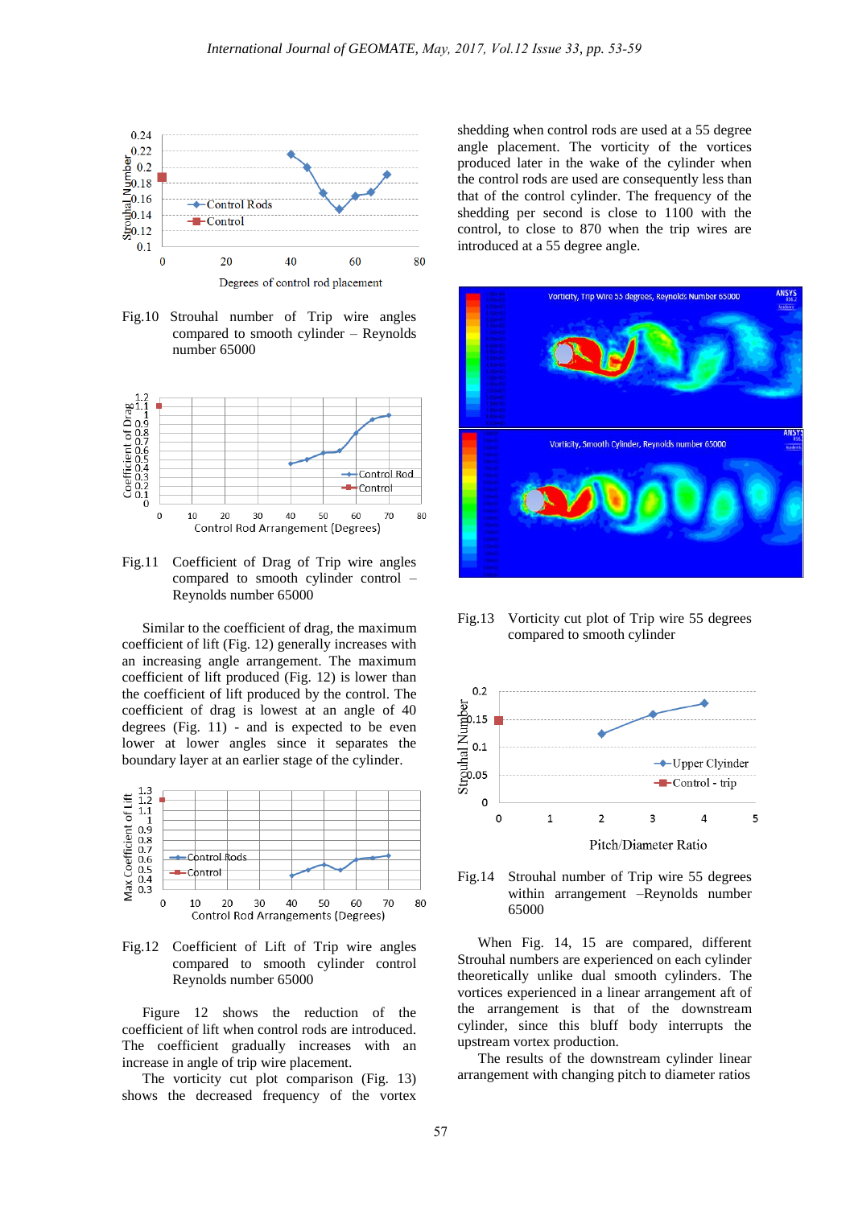Fig.10 Strouhal number of Trip wire angles compared to smooth cylinder – Reynolds number 65000

Fig.11 Coefficient of Drag of Trip wire angles compared to smooth cylinder control – Reynolds number 65000

Similar to the coefficient of drag, the maximum coefficient of lift (Fig. 12) generally increases with an increasing angle arrangement. The maximum coefficient of lift produced (Fig. 12) is lower than the coefficient of lift produced by the control. The coefficient of drag is lowest at an angle of 40 degrees (Fig. 11) - and is expected to be even lower at lower angles since it separates the boundary layer at an earlier stage of the cylinder.

Fig.12 Coefficient of Lift of Trip wire angles compared to smooth cylinder control Reynolds number 65000

Figure 12 shows the reduction of the coefficient of lift when control rods are introduced. The coefficient gradually increases with an increase in angle of trip wire placement.

The vorticity cut plot comparison (Fig. 13) shows the decreased frequency of the vortex shedding when control rods are used at a 55 degree angle placement. The vorticity of the vortices produced later in the wake of the cylinder when the control rods are used are consequently less than that of the control cylinder. The frequency of the shedding per second is close to 1100 with the control, to close to 870 when the trip wires are introduced at a 55 degree angle.

Fig.13 Vorticity cut plot of Trip wire 55 degrees compared to smooth cylinder

Fig.14 Strouhal number of Trip wire 55 degrees within arrangement –Reynolds number 65000

When Fig. 14, 15 are compared, different Strouhal numbers are experienced on each cylinder statistically unlike dual smooth cylinders. The vortices experienced in a linear arrangement aft of the arrangement is that of the downstream cylinder, since this bluff body interrupts the upstream vortex production.

The results of the downstream cylinder linear arrangement with changing pitch to diameter ratios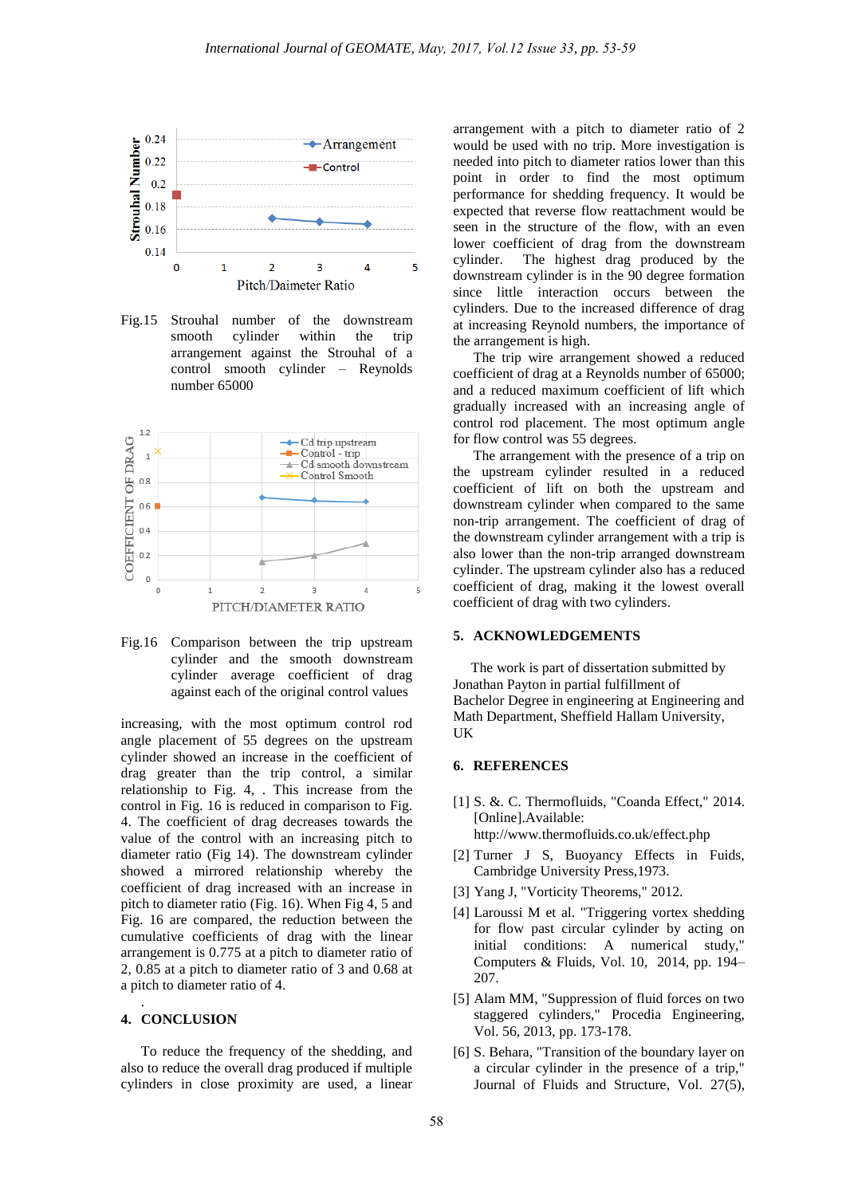Fig.15 Strouhal number of the downstream smooth cylinder within the trip arrangement against the Strouhal of a control smooth cylinder – Reynolds number 65000

Fig.16 Comparison between the trip upstream cylinder and the smooth downstream cylinder average coefficient of drag against each of the original control values

increasing, with the most optimum control rod angle placement of 55 degrees on the upstream cylinder showed an increase in the coefficient of drag greater than the trip control, a similar relationship to Fig. 4, . This increase from the control in Fig. 16 is reduced in comparison to Fig. 4. The coefficient of drag decreases towards the value of the control with an increasing pitch to diameter ratio (Fig 14). The downstream cylinder showed a mirrored relationship whereby the coefficient of drag increased with an increase in pitch to diameter ratio (Fig. 16). When Fig 4, 5 and Fig. 16 are compared, the reduction between the cumulative coefficients of drag with the linear arrangement is 0.775 at a pitch to diameter ratio of 2, 0.85 at a pitch to diameter ratio of 3 and 0.68 at a pitch to diameter ratio of 4.

.

## 4. CONCLUSION

To reduce the frequency of the shedding, and also to reduce the overall drag produced if multiple cylinders in close proximity are used, a linear arrangement with a pitch to diameter ratio of 2 would be used with no trip. More investigation is needed into pitch to diameter ratios lower than this point in order to find the most optimum performance for shedding frequency. It would be expected that reverse flow reattachment would be seen in the structure of the flow, with an even lower coefficient of drag from the downstream cylinder. The highest drag produced by the downstream cylinder is in the 90 degree formation since little interaction occurs between the cylinders. Due to the increased difference of drag at increasing Reynold numbers, the importance of the arrangement is high.

The trip wire arrangement showed a reduced coefficient of drag at a Reynolds number of 65000; and a reduced maximum coefficient of lift which gradually increased with an increasing angle of control rod placement. The most optimum angle for flow control was 55 degrees.

The arrangement with the presence of a trip on the upstream cylinder resulted in a reduced coefficient of lift on both the upstream and downstream cylinder when compared to the same non-trip arrangement. The coefficient of drag of the downstream cylinder arrangement with a trip is also lower than the non-trip arranged downstream cylinder. The upstream cylinder also has a reduced coefficient of drag, making it the lowest overall coefficient of drag with two cylinders.

## 5. ACKNOWLEDGEMENTS

The work is part of dissertation submitted by Jonathan Payton in partial fulfillment of Bachelor Degree in engineering at Engineering and Math Department, Sheffield Hallam University, UK

## 6. REFERENCES

[1] S. &. C. Thermofluids, "Coanda Effect," 2014. [Online].Available: http://www.thermofluids.co.uk/effect.php

[2] Turner J S, Buoyancy Effects in Fuids, Cambridge University Press,1973.

[3] Yang J, "Vorticity Theorems," 2012.

[4] Laroussi M et al. "Triggering vortex shedding for flow past circular cylinder by acting on initial conditions: A numerical study," Computers & Fluids, Vol. 10, 2014, pp. 194–207.

[5] Alam MM, "Suppression of fluid forces on two staggered cylinders," Procedia Engineering, Vol. 56, 2013, pp. 173-178.

[6] S. Behara, "Transition of the boundary layer on a circular cylinder in the presence of a trip," Journal of Fluids and Structure, Vol. 27(5),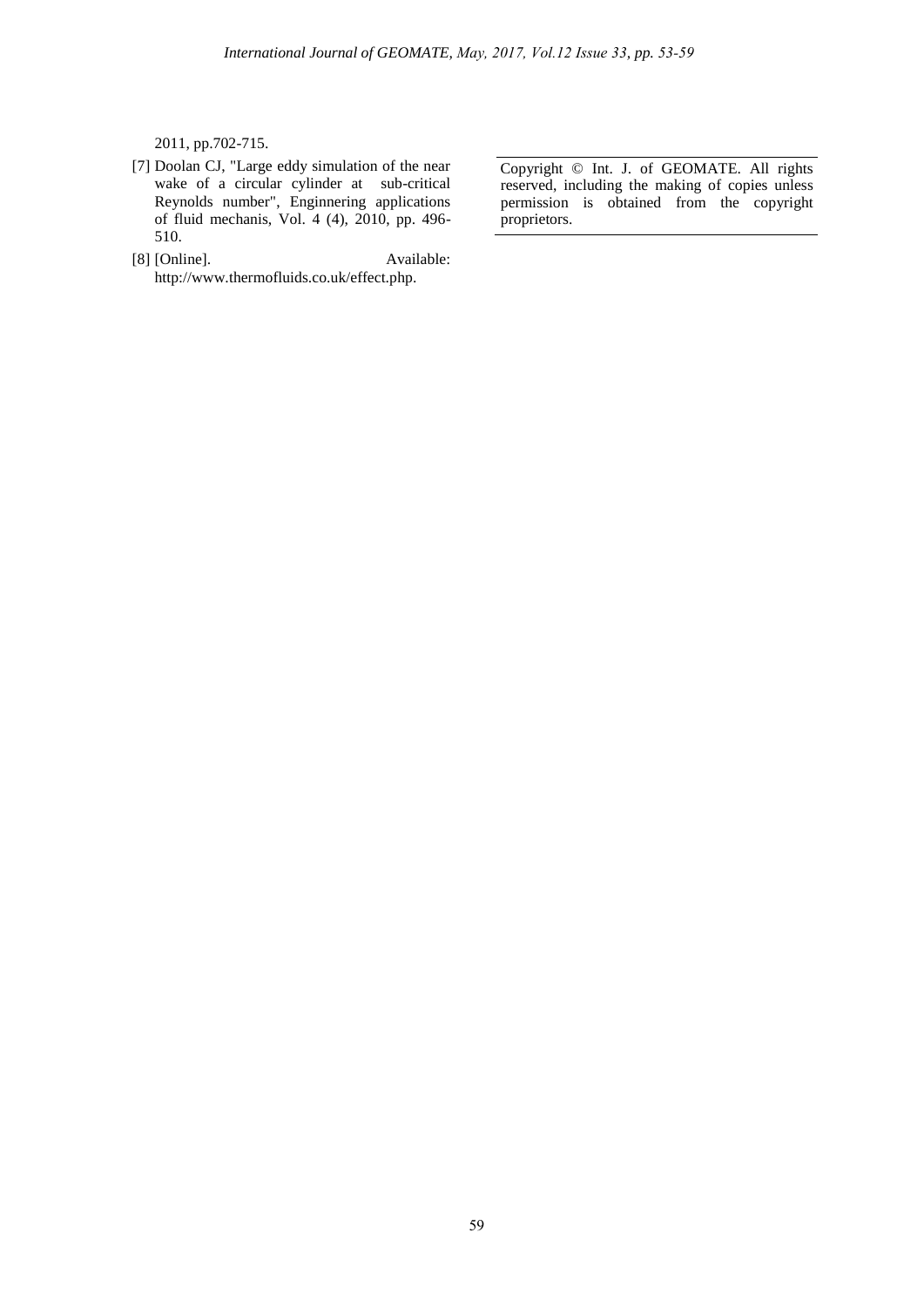2011, pp.702-715.

[7] Doolan CJ, "Large eddy simulation of the near wake of a circular cylinder at sub-critical Reynolds number", Enginnering applications of fluid mechanis, Vol. 4 (4), 2010, pp. 496-510.

[8] [Online]. Available: http://www.thermofluids.co.uk/effect.php.

---

Copyright © Int. J. of GEOMATE. All rights reserved, including the making of copies unless permission is obtained from the copyright proprietors.

---